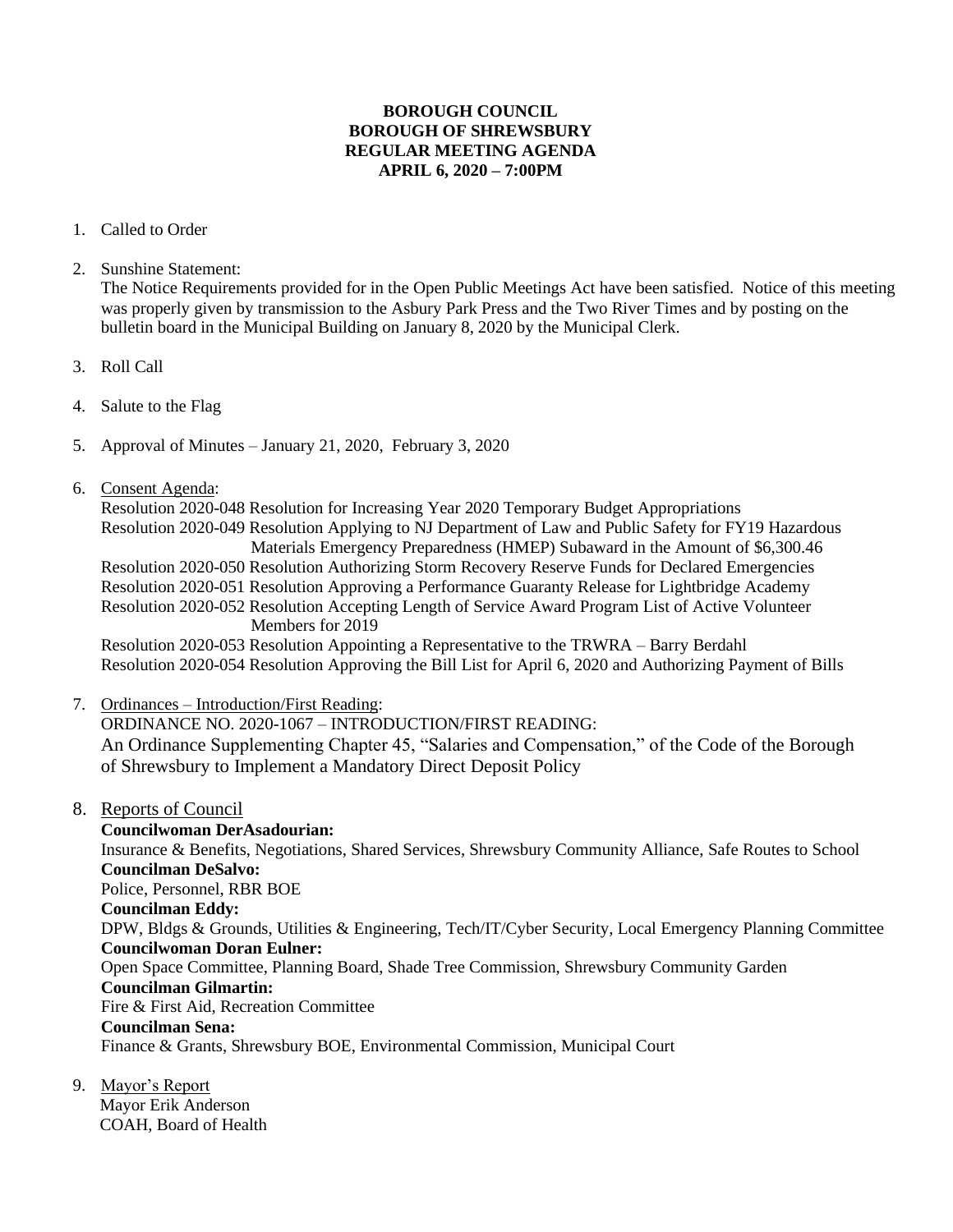# BOROUGH COUNCIL
# BOROUGH OF SHREWSBURY
# REGULAR MEETING AGENDA
# APRIL 6, 2020 – 7:00PM

1. Called to Order

2. Sunshine Statement:
   The Notice Requirements provided for in the Open Public Meetings Act have been satisfied. Notice of this meeting was properly given by transmission to the Asbury Park Press and the Two River Times and by posting on the bulletin board in the Municipal Building on January 8, 2020 by the Municipal Clerk.

3. Roll Call

4. Salute to the Flag

5. Approval of Minutes – January 21, 2020, February 3, 2020

6. Consent Agenda:
   Resolution 2020-048 Resolution for Increasing Year 2020 Temporary Budget Appropriations
   Resolution 2020-049 Resolution Applying to NJ Department of Law and Public Safety for FY19 Hazardous Materials Emergency Preparedness (HMEP) Subaward in the Amount of $6,300.46
   Resolution 2020-050 Resolution Authorizing Storm Recovery Reserve Funds for Declared Emergencies
   Resolution 2020-051 Resolution Approving a Performance Guaranty Release for Lightbridge Academy
   Resolution 2020-052 Resolution Accepting Length of Service Award Program List of Active Volunteer Members for 2019
   Resolution 2020-053 Resolution Appointing a Representative to the TRWRA – Barry Berdahl
   Resolution 2020-054 Resolution Approving the Bill List for April 6, 2020 and Authorizing Payment of Bills

7. Ordinances – Introduction/First Reading:
   ORDINANCE NO. 2020-1067 – INTRODUCTION/FIRST READING:
   An Ordinance Supplementing Chapter 45, "Salaries and Compensation," of the Code of the Borough of Shrewsbury to Implement a Mandatory Direct Deposit Policy

8. Reports of Council
   **Councilwoman DerAsadourian:**
   Insurance & Benefits, Negotiations, Shared Services, Shrewsbury Community Alliance, Safe Routes to School
   **Councilman DeSalvo:**
   Police, Personnel, RBR BOE
   **Councilman Eddy:**
   DPW, Bldgs & Grounds, Utilities & Engineering, Tech/IT/Cyber Security, Local Emergency Planning Committee
   **Councilwoman Doran Eulner:**
   Open Space Committee, Planning Board, Shade Tree Commission, Shrewsbury Community Garden
   **Councilman Gilmartin:**
   Fire & First Aid, Recreation Committee
   **Councilman Sena:**
   Finance & Grants, Shrewsbury BOE, Environmental Commission, Municipal Court

9. Mayor's Report
   Mayor Erik Anderson
   COAH, Board of Health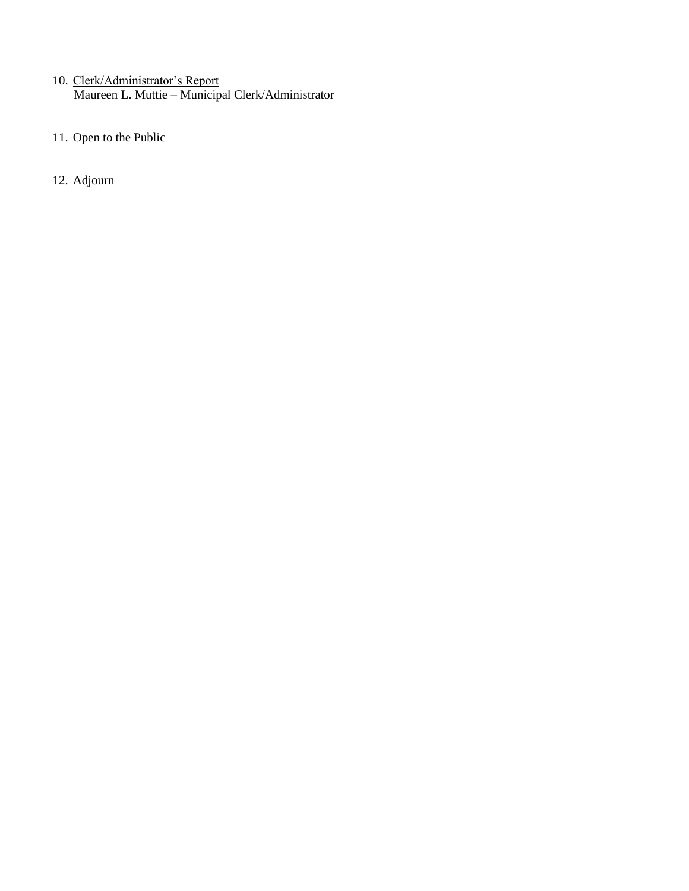10. <u>Clerk/Administrator's Report</u>
    Maureen L. Muttie – Municipal Clerk/Administrator

11. Open to the Public

12. Adjourn